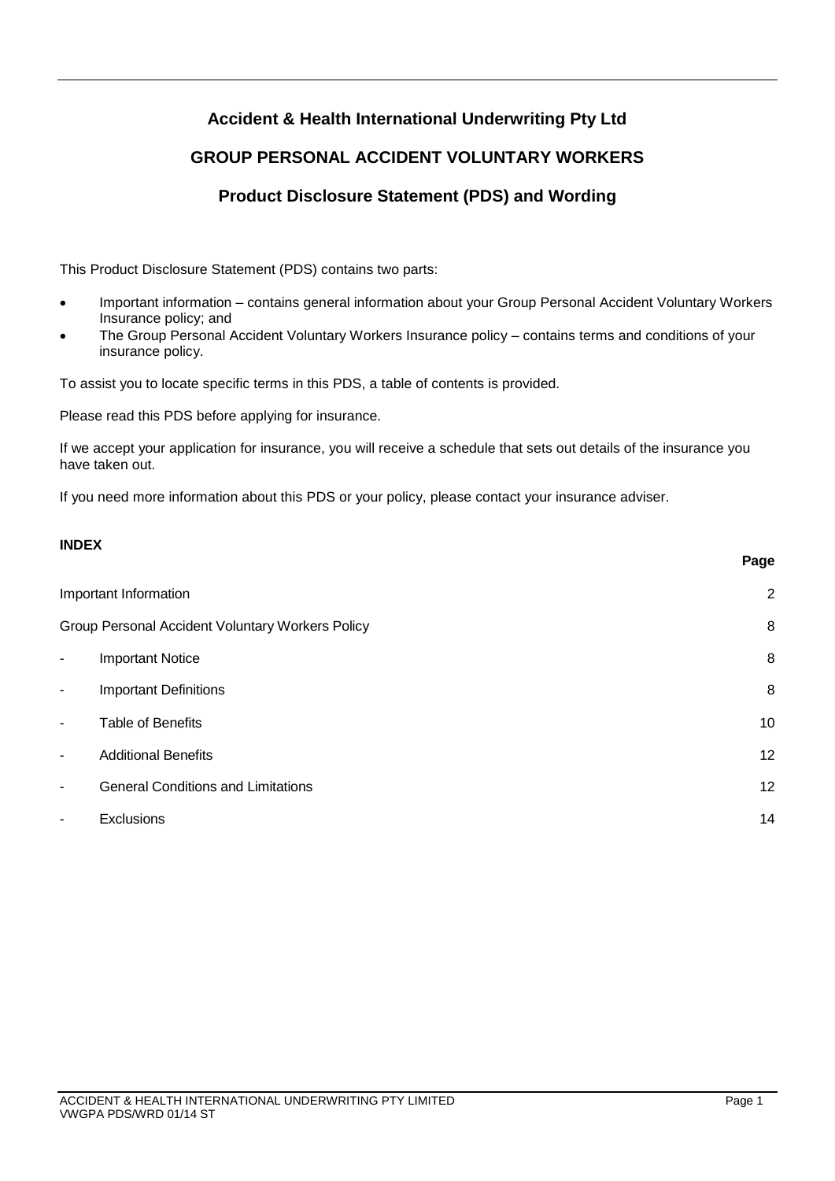# Accident & Health International Underwriting Pty Ltd

## GROUP PERSONAL ACCIDENT VOLUNTARY WORKERS

## Product Disclosure Statement (PDS) and Wording

This Product Disclosure Statement (PDS) contains two parts:

- Important information – contains general information about your Group Personal Accident Voluntary Workers Insurance policy; and
- The Group Personal Accident Voluntary Workers Insurance policy – contains terms and conditions of your insurance policy.

To assist you to locate specific terms in this PDS, a table of contents is provided.

Please read this PDS before applying for insurance.

If we accept your application for insurance, you will receive a schedule that sets out details of the insurance you have taken out.

If you need more information about this PDS or your policy, please contact your insurance adviser.

**INDEX**

| | Page |
|---|---|
| Important Information | 2 |
| Group Personal Accident Voluntary Workers Policy | 8 |
| - Important Notice | 8 |
| - Important Definitions | 8 |
| - Table of Benefits | 10 |
| - Additional Benefits | 12 |
| - General Conditions and Limitations | 12 |
| - Exclusions | 14 |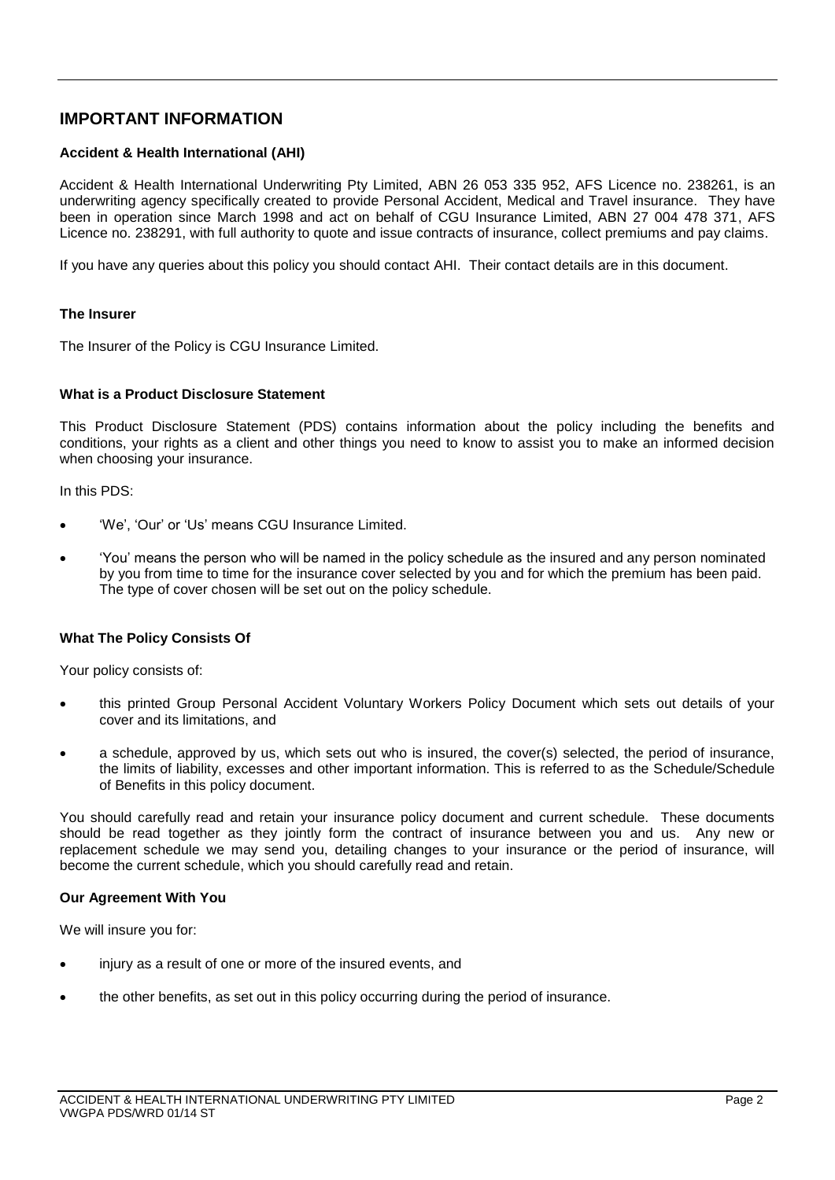## IMPORTANT INFORMATION

### Accident & Health International (AHI)

Accident & Health International Underwriting Pty Limited, ABN 26 053 335 952, AFS Licence no. 238261, is an underwriting agency specifically created to provide Personal Accident, Medical and Travel insurance. They have been in operation since March 1998 and act on behalf of CGU Insurance Limited, ABN 27 004 478 371, AFS Licence no. 238291, with full authority to quote and issue contracts of insurance, collect premiums and pay claims.

If you have any queries about this policy you should contact AHI. Their contact details are in this document.

### The Insurer

The Insurer of the Policy is CGU Insurance Limited.

### What is a Product Disclosure Statement

This Product Disclosure Statement (PDS) contains information about the policy including the benefits and conditions, your rights as a client and other things you need to know to assist you to make an informed decision when choosing your insurance.

In this PDS:

- 'We', 'Our' or 'Us' means CGU Insurance Limited.
- 'You' means the person who will be named in the policy schedule as the insured and any person nominated by you from time to time for the insurance cover selected by you and for which the premium has been paid. The type of cover chosen will be set out on the policy schedule.

### What The Policy Consists Of

Your policy consists of:

- this printed Group Personal Accident Voluntary Workers Policy Document which sets out details of your cover and its limitations, and
- a schedule, approved by us, which sets out who is insured, the cover(s) selected, the period of insurance, the limits of liability, excesses and other important information. This is referred to as the Schedule/Schedule of Benefits in this policy document.

You should carefully read and retain your insurance policy document and current schedule. These documents should be read together as they jointly form the contract of insurance between you and us. Any new or replacement schedule we may send you, detailing changes to your insurance or the period of insurance, will become the current schedule, which you should carefully read and retain.

### Our Agreement With You

We will insure you for:

- injury as a result of one or more of the insured events, and
- the other benefits, as set out in this policy occurring during the period of insurance.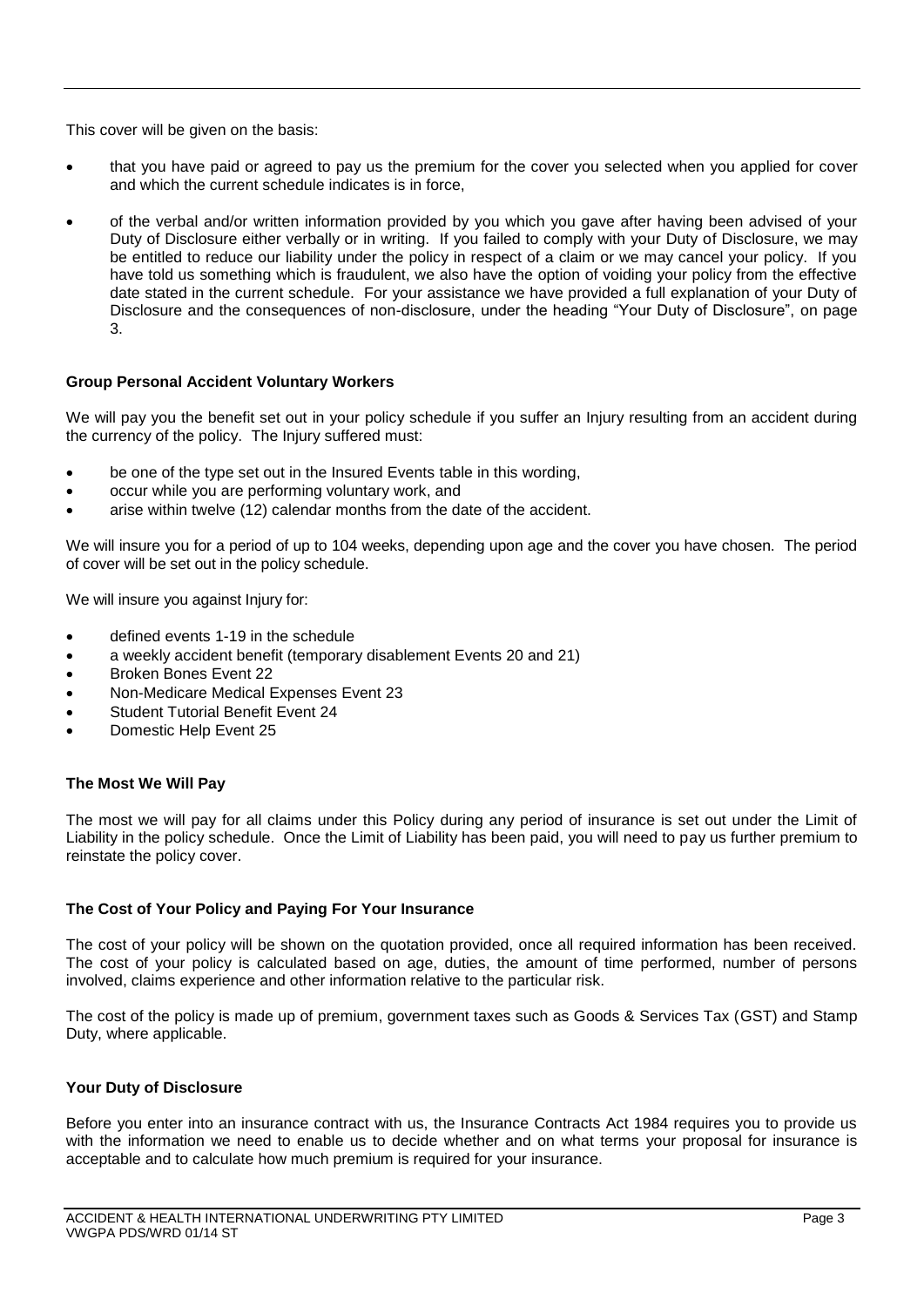This cover will be given on the basis:

- that you have paid or agreed to pay us the premium for the cover you selected when you applied for cover and which the current schedule indicates is in force,
- of the verbal and/or written information provided by you which you gave after having been advised of your Duty of Disclosure either verbally or in writing. If you failed to comply with your Duty of Disclosure, we may be entitled to reduce our liability under the policy in respect of a claim or we may cancel your policy. If you have told us something which is fraudulent, we also have the option of voiding your policy from the effective date stated in the current schedule. For your assistance we have provided a full explanation of your Duty of Disclosure and the consequences of non-disclosure, under the heading "Your Duty of Disclosure", on page 3.

**Group Personal Accident Voluntary Workers**

We will pay you the benefit set out in your policy schedule if you suffer an Injury resulting from an accident during the currency of the policy. The Injury suffered must:

- be one of the type set out in the Insured Events table in this wording,
- occur while you are performing voluntary work, and
- arise within twelve (12) calendar months from the date of the accident.

We will insure you for a period of up to 104 weeks, depending upon age and the cover you have chosen. The period of cover will be set out in the policy schedule.

We will insure you against Injury for:

- defined events 1-19 in the schedule
- a weekly accident benefit (temporary disablement Events 20 and 21)
- Broken Bones Event 22
- Non-Medicare Medical Expenses Event 23
- Student Tutorial Benefit Event 24
- Domestic Help Event 25

**The Most We Will Pay**

The most we will pay for all claims under this Policy during any period of insurance is set out under the Limit of Liability in the policy schedule. Once the Limit of Liability has been paid, you will need to pay us further premium to reinstate the policy cover.

**The Cost of Your Policy and Paying For Your Insurance**

The cost of your policy will be shown on the quotation provided, once all required information has been received. The cost of your policy is calculated based on age, duties, the amount of time performed, number of persons involved, claims experience and other information relative to the particular risk.

The cost of the policy is made up of premium, government taxes such as Goods & Services Tax (GST) and Stamp Duty, where applicable.

**Your Duty of Disclosure**

Before you enter into an insurance contract with us, the Insurance Contracts Act 1984 requires you to provide us with the information we need to enable us to decide whether and on what terms your proposal for insurance is acceptable and to calculate how much premium is required for your insurance.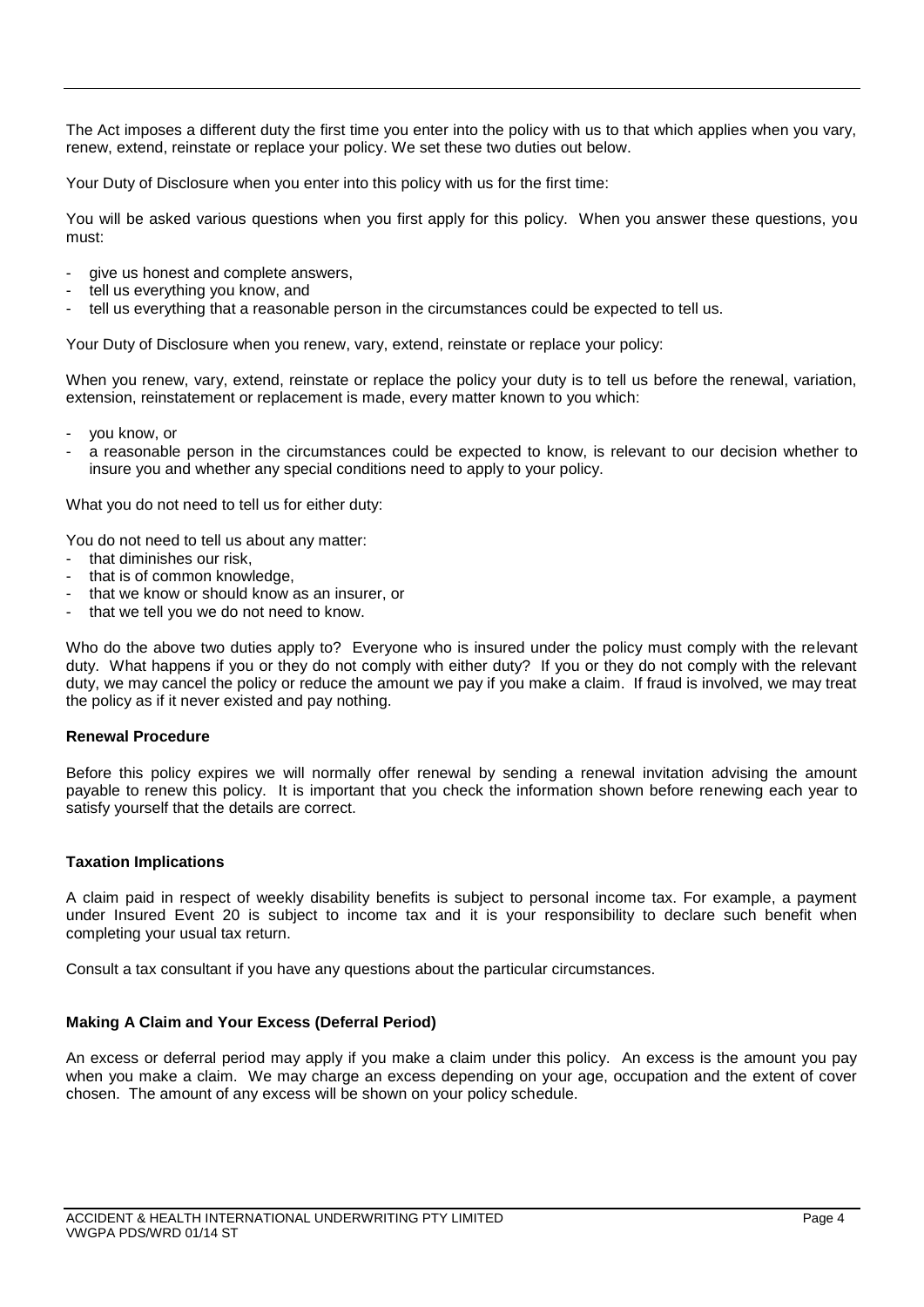The Act imposes a different duty the first time you enter into the policy with us to that which applies when you vary, renew, extend, reinstate or replace your policy. We set these two duties out below.

Your Duty of Disclosure when you enter into this policy with us for the first time:

You will be asked various questions when you first apply for this policy. When you answer these questions, you must:

- give us honest and complete answers,
- tell us everything you know, and
- tell us everything that a reasonable person in the circumstances could be expected to tell us.

Your Duty of Disclosure when you renew, vary, extend, reinstate or replace your policy:

When you renew, vary, extend, reinstate or replace the policy your duty is to tell us before the renewal, variation, extension, reinstatement or replacement is made, every matter known to you which:

- you know, or
- a reasonable person in the circumstances could be expected to know, is relevant to our decision whether to insure you and whether any special conditions need to apply to your policy.

What you do not need to tell us for either duty:

You do not need to tell us about any matter:

- that diminishes our risk,
- that is of common knowledge,
- that we know or should know as an insurer, or
- that we tell you we do not need to know.

Who do the above two duties apply to? Everyone who is insured under the policy must comply with the relevant duty. What happens if you or they do not comply with either duty? If you or they do not comply with the relevant duty, we may cancel the policy or reduce the amount we pay if you make a claim. If fraud is involved, we may treat the policy as if it never existed and pay nothing.

**Renewal Procedure**

Before this policy expires we will normally offer renewal by sending a renewal invitation advising the amount payable to renew this policy. It is important that you check the information shown before renewing each year to satisfy yourself that the details are correct.

**Taxation Implications**

A claim paid in respect of weekly disability benefits is subject to personal income tax. For example, a payment under Insured Event 20 is subject to income tax and it is your responsibility to declare such benefit when completing your usual tax return.

Consult a tax consultant if you have any questions about the particular circumstances.

**Making A Claim and Your Excess (Deferral Period)**

An excess or deferral period may apply if you make a claim under this policy. An excess is the amount you pay when you make a claim. We may charge an excess depending on your age, occupation and the extent of cover chosen. The amount of any excess will be shown on your policy schedule.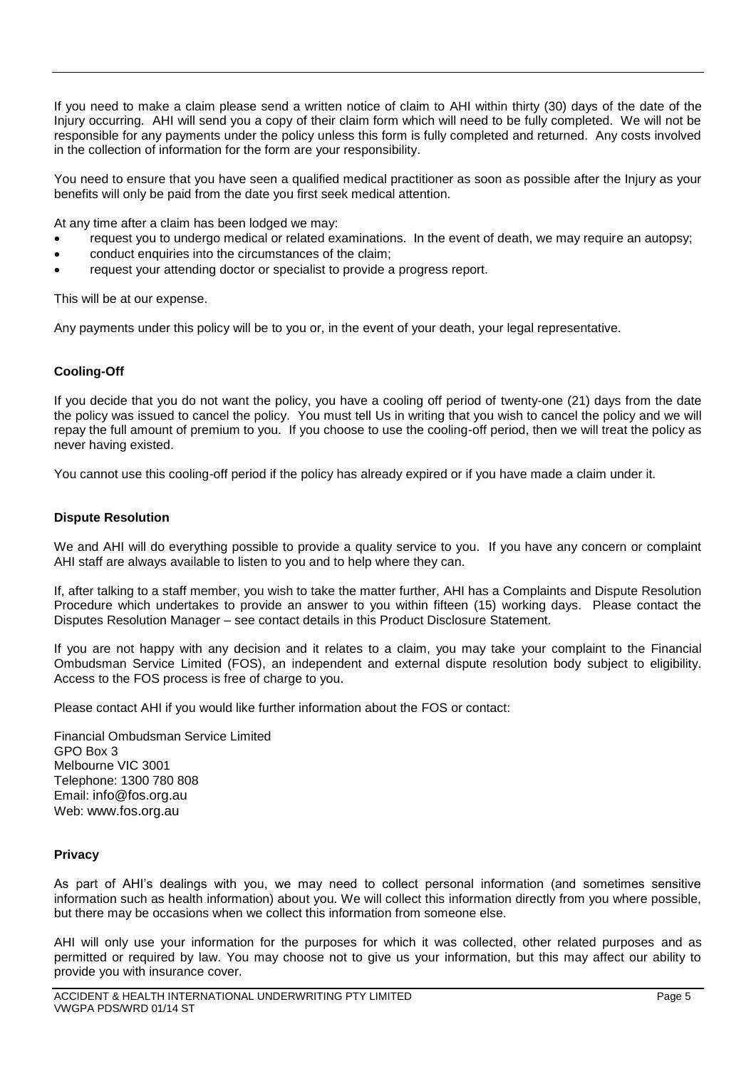If you need to make a claim please send a written notice of claim to AHI within thirty (30) days of the date of the Injury occurring. AHI will send you a copy of their claim form which will need to be fully completed. We will not be responsible for any payments under the policy unless this form is fully completed and returned. Any costs involved in the collection of information for the form are your responsibility.

You need to ensure that you have seen a qualified medical practitioner as soon as possible after the Injury as your benefits will only be paid from the date you first seek medical attention.

At any time after a claim has been lodged we may:

- request you to undergo medical or related examinations. In the event of death, we may require an autopsy;
- conduct enquiries into the circumstances of the claim;
- request your attending doctor or specialist to provide a progress report.

This will be at our expense.

Any payments under this policy will be to you or, in the event of your death, your legal representative.

**Cooling-Off**

If you decide that you do not want the policy, you have a cooling off period of twenty-one (21) days from the date the policy was issued to cancel the policy. You must tell Us in writing that you wish to cancel the policy and we will repay the full amount of premium to you. If you choose to use the cooling-off period, then we will treat the policy as never having existed.

You cannot use this cooling-off period if the policy has already expired or if you have made a claim under it.

**Dispute Resolution**

We and AHI will do everything possible to provide a quality service to you. If you have any concern or complaint AHI staff are always available to listen to you and to help where they can.

If, after talking to a staff member, you wish to take the matter further, AHI has a Complaints and Dispute Resolution Procedure which undertakes to provide an answer to you within fifteen (15) working days. Please contact the Disputes Resolution Manager – see contact details in this Product Disclosure Statement.

If you are not happy with any decision and it relates to a claim, you may take your complaint to the Financial Ombudsman Service Limited (FOS), an independent and external dispute resolution body subject to eligibility. Access to the FOS process is free of charge to you.

Please contact AHI if you would like further information about the FOS or contact:

Financial Ombudsman Service Limited
GPO Box 3
Melbourne VIC 3001
Telephone: 1300 780 808
Email: info@fos.org.au
Web: www.fos.org.au

**Privacy**

As part of AHI's dealings with you, we may need to collect personal information (and sometimes sensitive information such as health information) about you. We will collect this information directly from you where possible, but there may be occasions when we collect this information from someone else.

AHI will only use your information for the purposes for which it was collected, other related purposes and as permitted or required by law. You may choose not to give us your information, but this may affect our ability to provide you with insurance cover.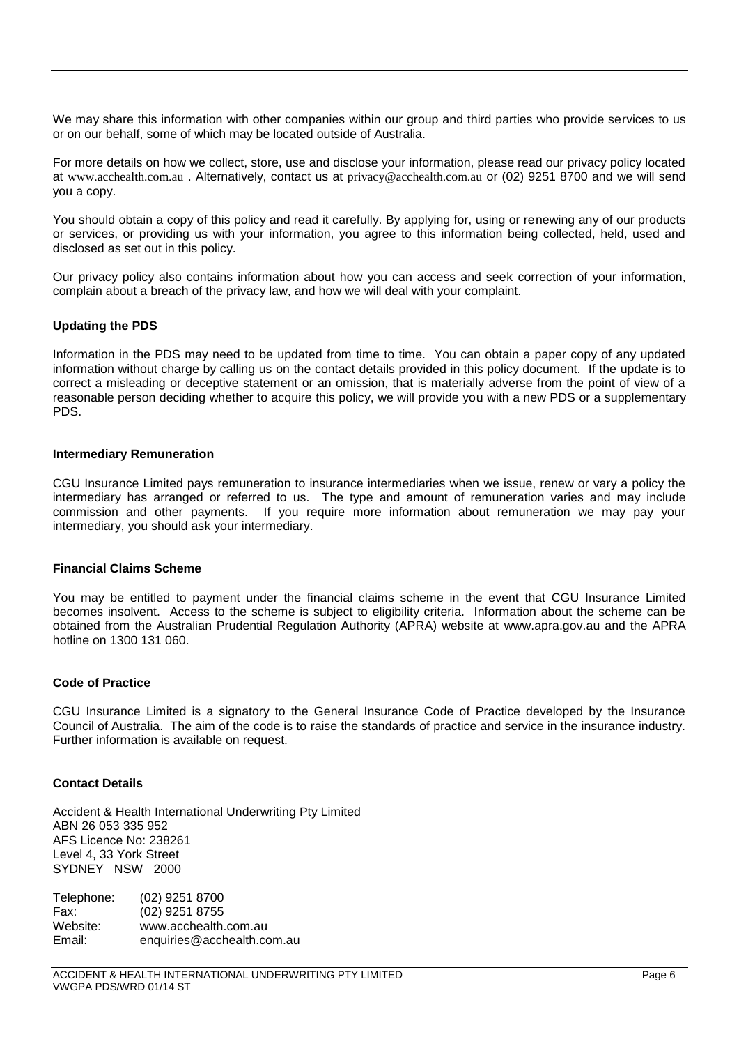We may share this information with other companies within our group and third parties who provide services to us or on our behalf, some of which may be located outside of Australia.

For more details on how we collect, store, use and disclose your information, please read our privacy policy located at www.acchealth.com.au . Alternatively, contact us at privacy@acchealth.com.au or (02) 9251 8700 and we will send you a copy.

You should obtain a copy of this policy and read it carefully. By applying for, using or renewing any of our products or services, or providing us with your information, you agree to this information being collected, held, used and disclosed as set out in this policy.

Our privacy policy also contains information about how you can access and seek correction of your information, complain about a breach of the privacy law, and how we will deal with your complaint.

**Updating the PDS**

Information in the PDS may need to be updated from time to time. You can obtain a paper copy of any updated information without charge by calling us on the contact details provided in this policy document. If the update is to correct a misleading or deceptive statement or an omission, that is materially adverse from the point of view of a reasonable person deciding whether to acquire this policy, we will provide you with a new PDS or a supplementary PDS.

**Intermediary Remuneration**

CGU Insurance Limited pays remuneration to insurance intermediaries when we issue, renew or vary a policy the intermediary has arranged or referred to us. The type and amount of remuneration varies and may include commission and other payments. If you require more information about remuneration we may pay your intermediary, you should ask your intermediary.

**Financial Claims Scheme**

You may be entitled to payment under the financial claims scheme in the event that CGU Insurance Limited becomes insolvent. Access to the scheme is subject to eligibility criteria. Information about the scheme can be obtained from the Australian Prudential Regulation Authority (APRA) website at www.apra.gov.au and the APRA hotline on 1300 131 060.

**Code of Practice**

CGU Insurance Limited is a signatory to the General Insurance Code of Practice developed by the Insurance Council of Australia. The aim of the code is to raise the standards of practice and service in the insurance industry. Further information is available on request.

**Contact Details**

Accident & Health International Underwriting Pty Limited
ABN 26 053 335 952
AFS Licence No: 238261
Level 4, 33 York Street
SYDNEY NSW 2000

Telephone: (02) 9251 8700
Fax: (02) 9251 8755
Website: www.acchealth.com.au
Email: enquiries@acchealth.com.au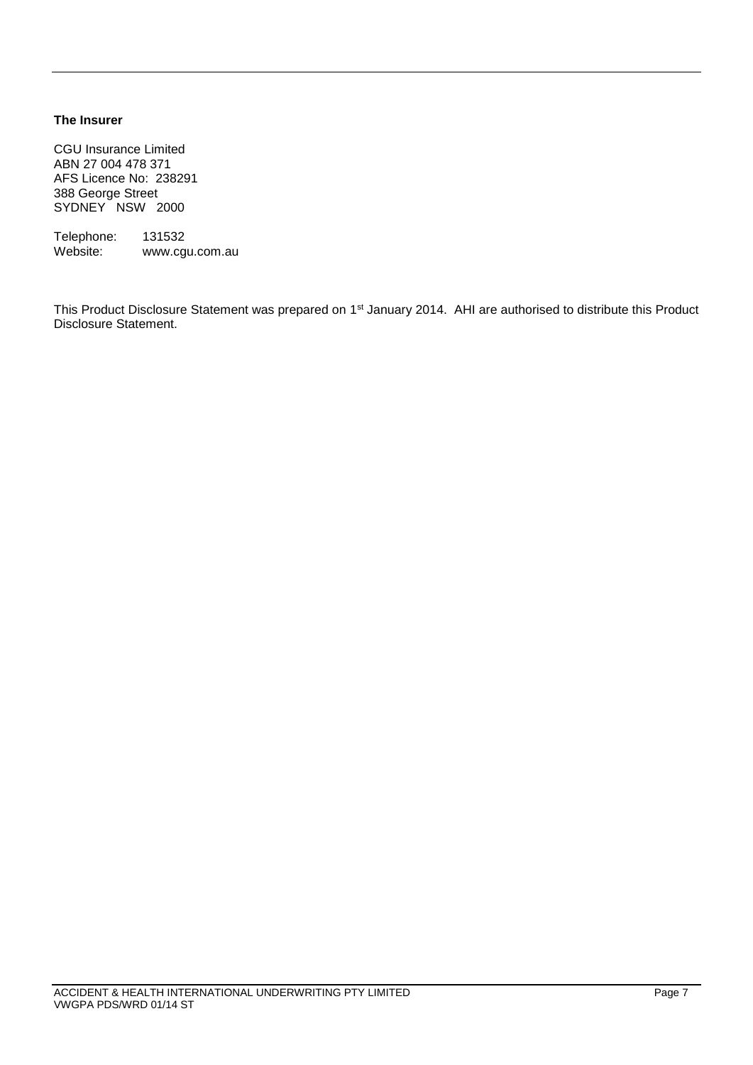**The Insurer**

CGU Insurance Limited
ABN 27 004 478 371
AFS Licence No: 238291
388 George Street
SYDNEY NSW 2000

Telephone: 131532
Website: www.cgu.com.au

This Product Disclosure Statement was prepared on 1st January 2014. AHI are authorised to distribute this Product Disclosure Statement.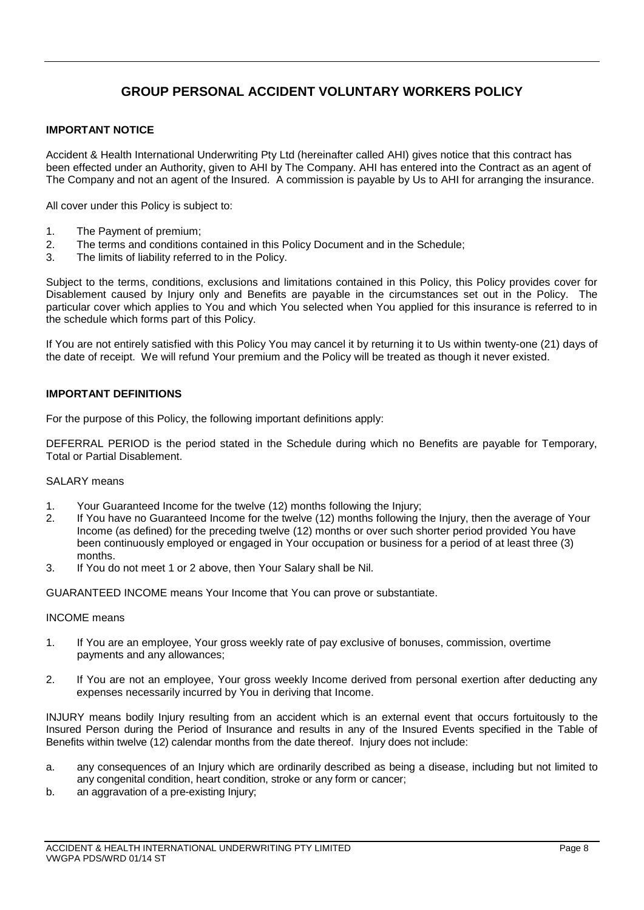# GROUP PERSONAL ACCIDENT VOLUNTARY WORKERS POLICY

**IMPORTANT NOTICE**

Accident & Health International Underwriting Pty Ltd (hereinafter called AHI) gives notice that this contract has been effected under an Authority, given to AHI by The Company. AHI has entered into the Contract as an agent of The Company and not an agent of the Insured. A commission is payable by Us to AHI for arranging the insurance.

All cover under this Policy is subject to:

1. The Payment of premium;
2. The terms and conditions contained in this Policy Document and in the Schedule;
3. The limits of liability referred to in the Policy.

Subject to the terms, conditions, exclusions and limitations contained in this Policy, this Policy provides cover for Disablement caused by Injury only and Benefits are payable in the circumstances set out in the Policy. The particular cover which applies to You and which You selected when You applied for this insurance is referred to in the schedule which forms part of this Policy.

If You are not entirely satisfied with this Policy You may cancel it by returning it to Us within twenty-one (21) days of the date of receipt. We will refund Your premium and the Policy will be treated as though it never existed.

**IMPORTANT DEFINITIONS**

For the purpose of this Policy, the following important definitions apply:

DEFERRAL PERIOD is the period stated in the Schedule during which no Benefits are payable for Temporary, Total or Partial Disablement.

SALARY means

1. Your Guaranteed Income for the twelve (12) months following the Injury;
2. If You have no Guaranteed Income for the twelve (12) months following the Injury, then the average of Your Income (as defined) for the preceding twelve (12) months or over such shorter period provided You have been continuously employed or engaged in Your occupation or business for a period of at least three (3) months.
3. If You do not meet 1 or 2 above, then Your Salary shall be Nil.

GUARANTEED INCOME means Your Income that You can prove or substantiate.

INCOME means

1. If You are an employee, Your gross weekly rate of pay exclusive of bonuses, commission, overtime payments and any allowances;
2. If You are not an employee, Your gross weekly Income derived from personal exertion after deducting any expenses necessarily incurred by You in deriving that Income.

INJURY means bodily Injury resulting from an accident which is an external event that occurs fortuitously to the Insured Person during the Period of Insurance and results in any of the Insured Events specified in the Table of Benefits within twelve (12) calendar months from the date thereof. Injury does not include:

a. any consequences of an Injury which are ordinarily described as being a disease, including but not limited to any congenital condition, heart condition, stroke or any form or cancer;
b. an aggravation of a pre-existing Injury;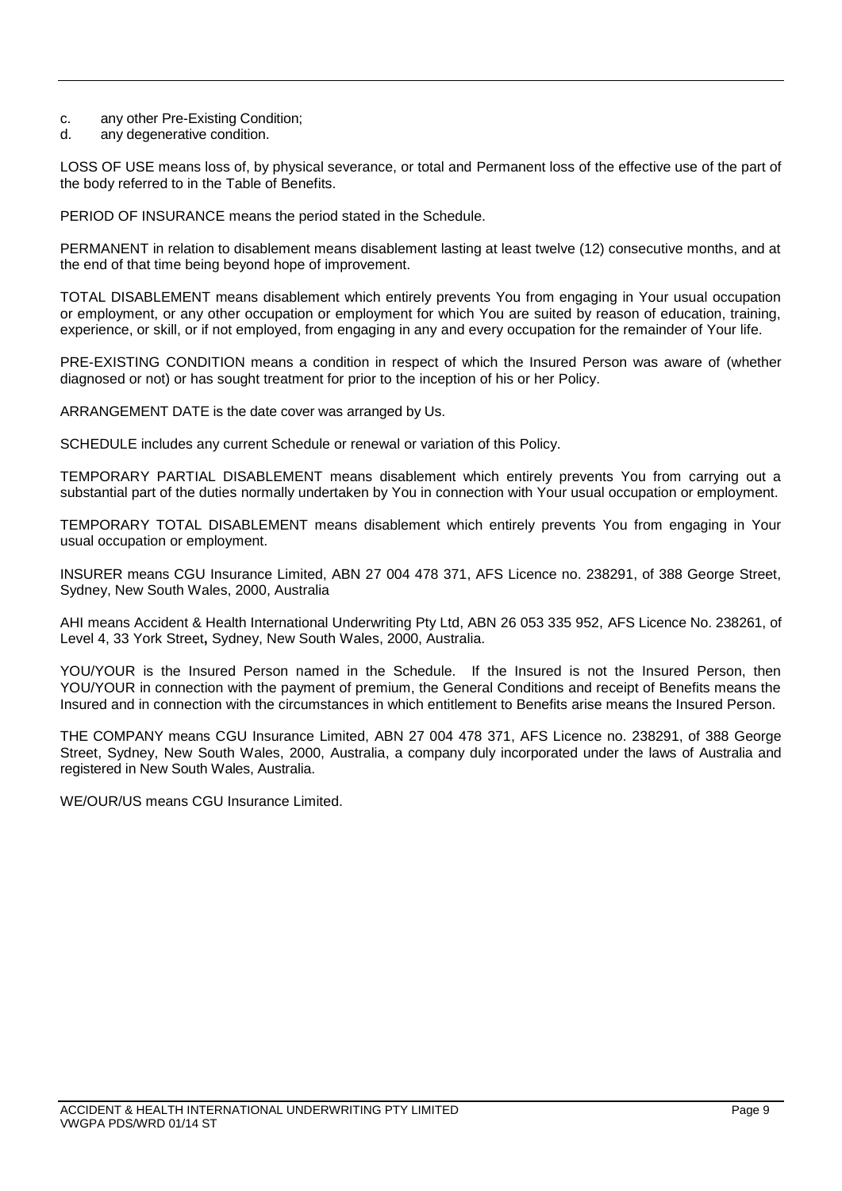c. any other Pre-Existing Condition;
d. any degenerative condition.

LOSS OF USE means loss of, by physical severance, or total and Permanent loss of the effective use of the part of the body referred to in the Table of Benefits.

PERIOD OF INSURANCE means the period stated in the Schedule.

PERMANENT in relation to disablement means disablement lasting at least twelve (12) consecutive months, and at the end of that time being beyond hope of improvement.

TOTAL DISABLEMENT means disablement which entirely prevents You from engaging in Your usual occupation or employment, or any other occupation or employment for which You are suited by reason of education, training, experience, or skill, or if not employed, from engaging in any and every occupation for the remainder of Your life.

PRE-EXISTING CONDITION means a condition in respect of which the Insured Person was aware of (whether diagnosed or not) or has sought treatment for prior to the inception of his or her Policy.

ARRANGEMENT DATE is the date cover was arranged by Us.

SCHEDULE includes any current Schedule or renewal or variation of this Policy.

TEMPORARY PARTIAL DISABLEMENT means disablement which entirely prevents You from carrying out a substantial part of the duties normally undertaken by You in connection with Your usual occupation or employment.

TEMPORARY TOTAL DISABLEMENT means disablement which entirely prevents You from engaging in Your usual occupation or employment.

INSURER means CGU Insurance Limited, ABN 27 004 478 371, AFS Licence no. 238291, of 388 George Street, Sydney, New South Wales, 2000, Australia

AHI means Accident & Health International Underwriting Pty Ltd, ABN 26 053 335 952, AFS Licence No. 238261, of Level 4, 33 York Street**,** Sydney, New South Wales, 2000, Australia.

YOU/YOUR is the Insured Person named in the Schedule. If the Insured is not the Insured Person, then YOU/YOUR in connection with the payment of premium, the General Conditions and receipt of Benefits means the Insured and in connection with the circumstances in which entitlement to Benefits arise means the Insured Person.

THE COMPANY means CGU Insurance Limited, ABN 27 004 478 371, AFS Licence no. 238291, of 388 George Street, Sydney, New South Wales, 2000, Australia, a company duly incorporated under the laws of Australia and registered in New South Wales, Australia.

WE/OUR/US means CGU Insurance Limited.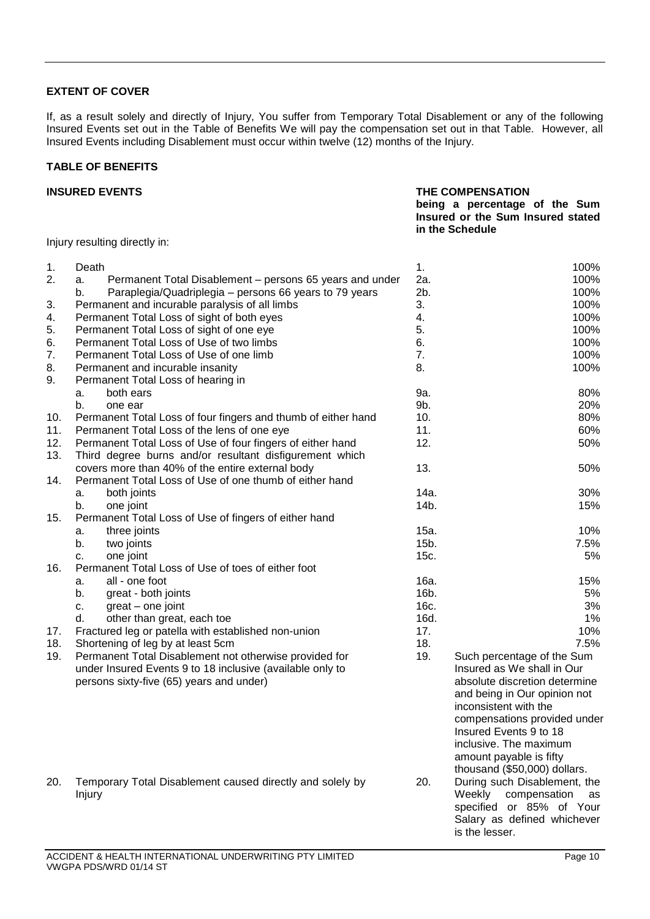**EXTENT OF COVER**

If, as a result solely and directly of Injury, You suffer from Temporary Total Disablement or any of the following Insured Events set out in the Table of Benefits We will pay the compensation set out in that Table. However, all Insured Events including Disablement must occur within twelve (12) months of the Injury.

**TABLE OF BENEFITS**

| **INSURED EVENTS** | **THE COMPENSATION** being a percentage of the Sum Insured or the Sum Insured stated in the Schedule |
|---|---|
| Injury resulting directly in: | |
| 1. Death | 1. 100% |
| 2. a. Permanent Total Disablement – persons 65 years and under | 2a. 100% |
| b. Paraplegia/Quadriplegia – persons 66 years to 79 years | 2b. 100% |
| 3. Permanent and incurable paralysis of all limbs | 3. 100% |
| 4. Permanent Total Loss of sight of both eyes | 4. 100% |
| 5. Permanent Total Loss of sight of one eye | 5. 100% |
| 6. Permanent Total Loss of Use of two limbs | 6. 100% |
| 7. Permanent Total Loss of Use of one limb | 7. 100% |
| 8. Permanent and incurable insanity | 8. 100% |
| 9. Permanent Total Loss of hearing in | |
| a. both ears | 9a. 80% |
| b. one ear | 9b. 20% |
| 10. Permanent Total Loss of four fingers and thumb of either hand | 10. 80% |
| 11. Permanent Total Loss of the lens of one eye | 11. 60% |
| 12. Permanent Total Loss of Use of four fingers of either hand | 12. 50% |
| 13. Third degree burns and/or resultant disfigurement which covers more than 40% of the entire external body | 13. 50% |
| 14. Permanent Total Loss of Use of one thumb of either hand | |
| a. both joints | 14a. 30% |
| b. one joint | 14b. 15% |
| 15. Permanent Total Loss of Use of fingers of either hand | |
| a. three joints | 15a. 10% |
| b. two joints | 15b. 7.5% |
| c. one joint | 15c. 5% |
| 16. Permanent Total Loss of Use of toes of either foot | |
| a. all - one foot | 16a. 15% |
| b. great - both joints | 16b. 5% |
| c. great – one joint | 16c. 3% |
| d. other than great, each toe | 16d. 1% |
| 17. Fractured leg or patella with established non-union | 17. 10% |
| 18. Shortening of leg by at least 5cm | 18. 7.5% |
| 19. Permanent Total Disablement not otherwise provided for under Insured Events 9 to 18 inclusive (available only to persons sixty-five (65) years and under) | 19. Such percentage of the Sum Insured as We shall in Our absolute discretion determine and being in Our opinion not inconsistent with the compensations provided under Insured Events 9 to 18 inclusive. The maximum amount payable is fifty thousand ($50,000) dollars. |
| 20. Temporary Total Disablement caused directly and solely by Injury | 20. During such Disablement, the Weekly compensation as specified or 85% of Your Salary as defined whichever is the lesser. |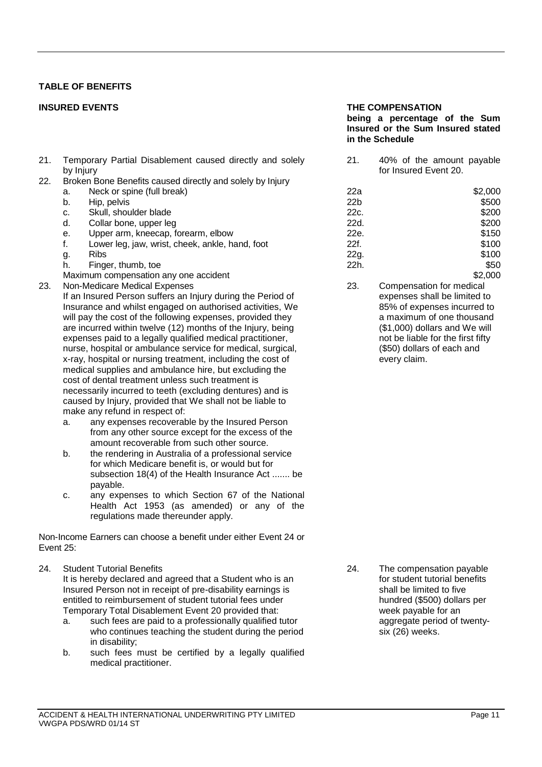**TABLE OF BENEFITS**

| INSURED EVENTS | THE COMPENSATION being a percentage of the Sum Insured or the Sum Insured stated in the Schedule |
|---|---|
| 21. Temporary Partial Disablement caused directly and solely by Injury | 21. 40% of the amount payable for Insured Event 20. |
| 22. Broken Bone Benefits caused directly and solely by Injury | |
| a. Neck or spine (full break) | 22a $2,000 |
| b. Hip, pelvis | 22b $500 |
| c. Skull, shoulder blade | 22c. $200 |
| d. Collar bone, upper leg | 22d. $200 |
| e. Upper arm, kneecap, forearm, elbow | 22e. $150 |
| f. Lower leg, jaw, wrist, cheek, ankle, hand, foot | 22f. $100 |
| g. Ribs | 22g. $100 |
| h. Finger, thumb, toe | 22h. $50 |
| Maximum compensation any one accident | $2,000 |
| 23. Non-Medicare Medical Expenses<br>If an Insured Person suffers an Injury during the Period of Insurance and whilst engaged on authorised activities, We will pay the cost of the following expenses, provided they are incurred within twelve (12) months of the Injury, being expenses paid to a legally qualified medical practitioner, nurse, hospital or ambulance service for medical, surgical, x-ray, hospital or nursing treatment, including the cost of medical supplies and ambulance hire, but excluding the cost of dental treatment unless such treatment is necessarily incurred to teeth (excluding dentures) and is caused by Injury, provided that We shall not be liable to make any refund in respect of:<br>a. any expenses recoverable by the Insured Person from any other source except for the excess of the amount recoverable from such other source.<br>b. the rendering in Australia of a professional service for which Medicare benefit is, or would but for subsection 18(4) of the Health Insurance Act ....... be payable.<br>c. any expenses to which Section 67 of the National Health Act 1953 (as amended) or any of the regulations made thereunder apply. | 23. Compensation for medical expenses shall be limited to 85% of expenses incurred to a maximum of one thousand ($1,000) dollars and We will not be liable for the first fifty ($50) dollars of each and every claim. |
| Non-Income Earners can choose a benefit under either Event 24 or Event 25: | |
| 24. Student Tutorial Benefits<br>It is hereby declared and agreed that a Student who is an Insured Person not in receipt of pre-disability earnings is entitled to reimbursement of student tutorial fees under Temporary Total Disablement Event 20 provided that:<br>a. such fees are paid to a professionally qualified tutor who continues teaching the student during the period in disability;<br>b. such fees must be certified by a legally qualified medical practitioner. | 24. The compensation payable for student tutorial benefits shall be limited to five hundred ($500) dollars per week payable for an aggregate period of twenty-six (26) weeks. |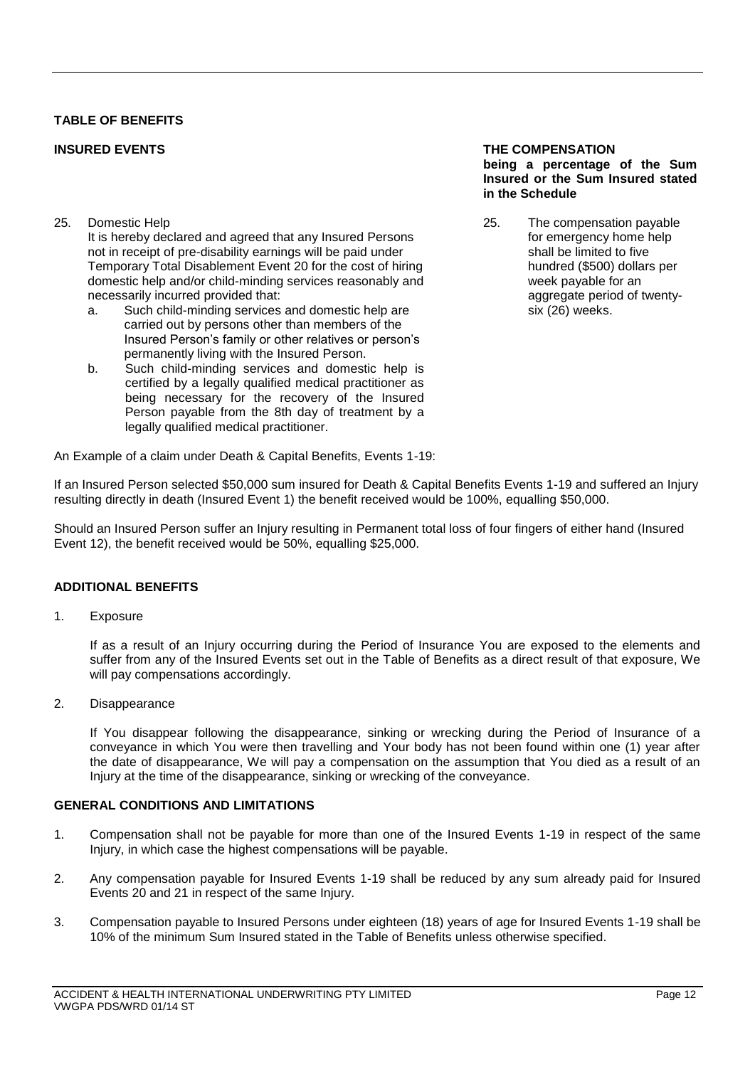**TABLE OF BENEFITS**

| INSURED EVENTS | THE COMPENSATION being a percentage of the Sum Insured or the Sum Insured stated in the Schedule |
|---|---|
| 25. Domestic Help<br>It is hereby declared and agreed that any Insured Persons not in receipt of pre-disability earnings will be paid under Temporary Total Disablement Event 20 for the cost of hiring domestic help and/or child-minding services reasonably and necessarily incurred provided that:<br>a. Such child-minding services and domestic help are carried out by persons other than members of the Insured Person's family or other relatives or person's permanently living with the Insured Person.<br>b. Such child-minding services and domestic help is certified by a legally qualified medical practitioner as being necessary for the recovery of the Insured Person payable from the 8th day of treatment by a legally qualified medical practitioner. | 25. The compensation payable for emergency home help shall be limited to five hundred ($500) dollars per week payable for an aggregate period of twenty-six (26) weeks. |

An Example of a claim under Death & Capital Benefits, Events 1-19:

If an Insured Person selected $50,000 sum insured for Death & Capital Benefits Events 1-19 and suffered an Injury resulting directly in death (Insured Event 1) the benefit received would be 100%, equalling $50,000.

Should an Insured Person suffer an Injury resulting in Permanent total loss of four fingers of either hand (Insured Event 12), the benefit received would be 50%, equalling $25,000.

**ADDITIONAL BENEFITS**

1. Exposure

   If as a result of an Injury occurring during the Period of Insurance You are exposed to the elements and suffer from any of the Insured Events set out in the Table of Benefits as a direct result of that exposure, We will pay compensations accordingly.

2. Disappearance

   If You disappear following the disappearance, sinking or wrecking during the Period of Insurance of a conveyance in which You were then travelling and Your body has not been found within one (1) year after the date of disappearance, We will pay a compensation on the assumption that You died as a result of an Injury at the time of the disappearance, sinking or wrecking of the conveyance.

**GENERAL CONDITIONS AND LIMITATIONS**

1. Compensation shall not be payable for more than one of the Insured Events 1-19 in respect of the same Injury, in which case the highest compensations will be payable.
2. Any compensation payable for Insured Events 1-19 shall be reduced by any sum already paid for Insured Events 20 and 21 in respect of the same Injury.
3. Compensation payable to Insured Persons under eighteen (18) years of age for Insured Events 1-19 shall be 10% of the minimum Sum Insured stated in the Table of Benefits unless otherwise specified.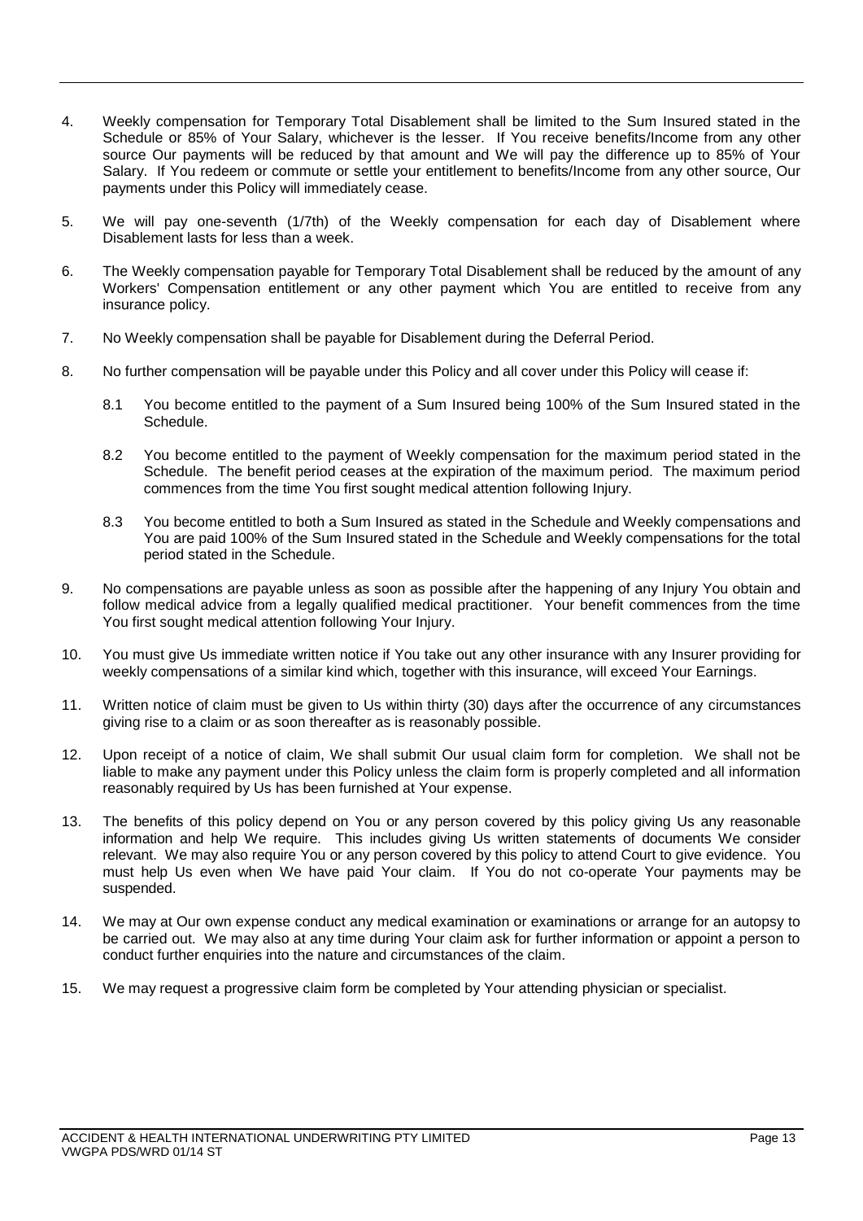4. Weekly compensation for Temporary Total Disablement shall be limited to the Sum Insured stated in the Schedule or 85% of Your Salary, whichever is the lesser. If You receive benefits/Income from any other source Our payments will be reduced by that amount and We will pay the difference up to 85% of Your Salary. If You redeem or commute or settle your entitlement to benefits/Income from any other source, Our payments under this Policy will immediately cease.

5. We will pay one-seventh (1/7th) of the Weekly compensation for each day of Disablement where Disablement lasts for less than a week.

6. The Weekly compensation payable for Temporary Total Disablement shall be reduced by the amount of any Workers' Compensation entitlement or any other payment which You are entitled to receive from any insurance policy.

7. No Weekly compensation shall be payable for Disablement during the Deferral Period.

8. No further compensation will be payable under this Policy and all cover under this Policy will cease if:

   8.1 You become entitled to the payment of a Sum Insured being 100% of the Sum Insured stated in the Schedule.

   8.2 You become entitled to the payment of Weekly compensation for the maximum period stated in the Schedule. The benefit period ceases at the expiration of the maximum period. The maximum period commences from the time You first sought medical attention following Injury.

   8.3 You become entitled to both a Sum Insured as stated in the Schedule and Weekly compensations and You are paid 100% of the Sum Insured stated in the Schedule and Weekly compensations for the total period stated in the Schedule.

9. No compensations are payable unless as soon as possible after the happening of any Injury You obtain and follow medical advice from a legally qualified medical practitioner. Your benefit commences from the time You first sought medical attention following Your Injury.

10. You must give Us immediate written notice if You take out any other insurance with any Insurer providing for weekly compensations of a similar kind which, together with this insurance, will exceed Your Earnings.

11. Written notice of claim must be given to Us within thirty (30) days after the occurrence of any circumstances giving rise to a claim or as soon thereafter as is reasonably possible.

12. Upon receipt of a notice of claim, We shall submit Our usual claim form for completion. We shall not be liable to make any payment under this Policy unless the claim form is properly completed and all information reasonably required by Us has been furnished at Your expense.

13. The benefits of this policy depend on You or any person covered by this policy giving Us any reasonable information and help We require. This includes giving Us written statements of documents We consider relevant. We may also require You or any person covered by this policy to attend Court to give evidence. You must help Us even when We have paid Your claim. If You do not co-operate Your payments may be suspended.

14. We may at Our own expense conduct any medical examination or examinations or arrange for an autopsy to be carried out. We may also at any time during Your claim ask for further information or appoint a person to conduct further enquiries into the nature and circumstances of the claim.

15. We may request a progressive claim form be completed by Your attending physician or specialist.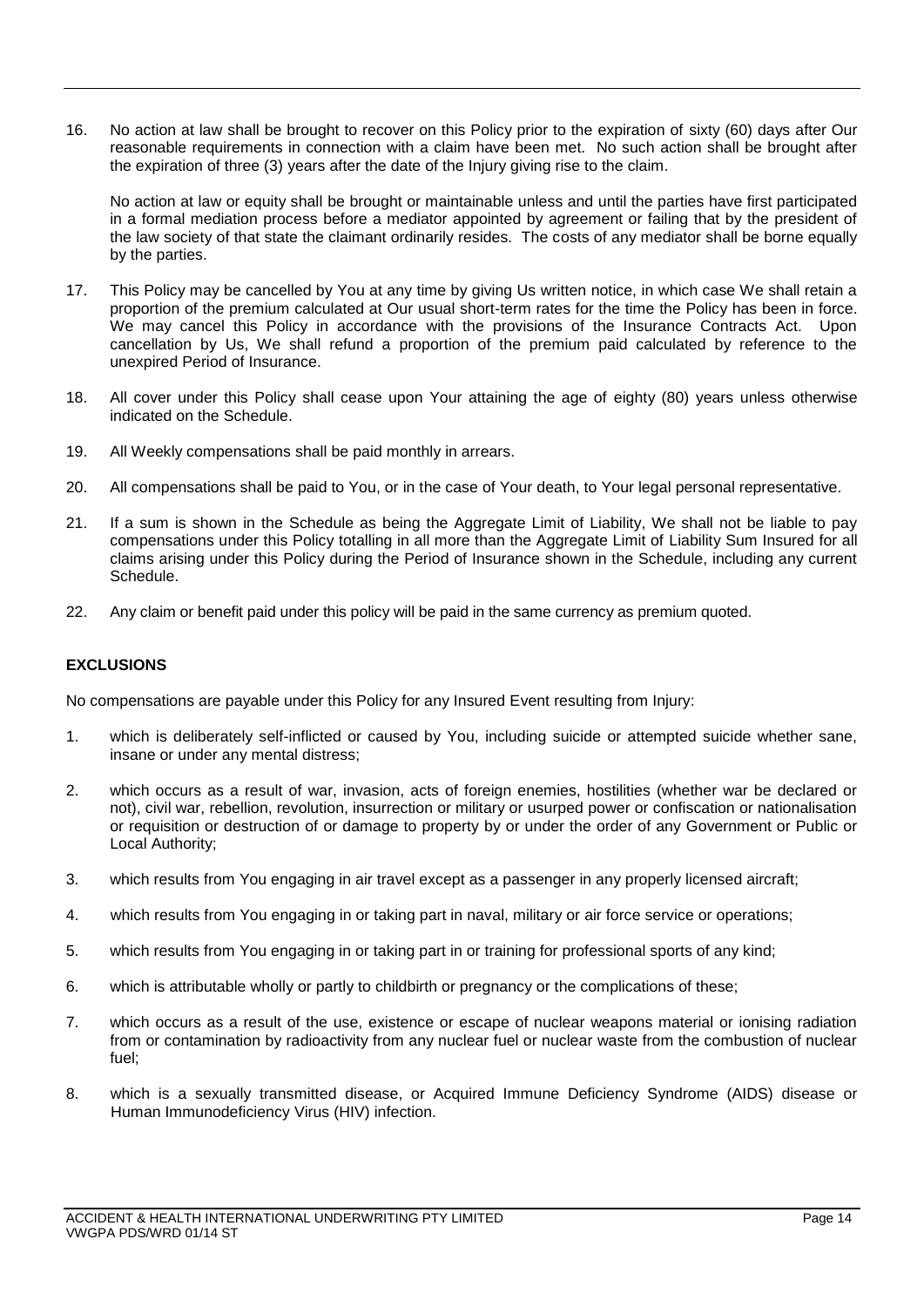16. No action at law shall be brought to recover on this Policy prior to the expiration of sixty (60) days after Our reasonable requirements in connection with a claim have been met. No such action shall be brought after the expiration of three (3) years after the date of the Injury giving rise to the claim.

    No action at law or equity shall be brought or maintainable unless and until the parties have first participated in a formal mediation process before a mediator appointed by agreement or failing that by the president of the law society of that state the claimant ordinarily resides. The costs of any mediator shall be borne equally by the parties.

17. This Policy may be cancelled by You at any time by giving Us written notice, in which case We shall retain a proportion of the premium calculated at Our usual short-term rates for the time the Policy has been in force. We may cancel this Policy in accordance with the provisions of the Insurance Contracts Act. Upon cancellation by Us, We shall refund a proportion of the premium paid calculated by reference to the unexpired Period of Insurance.

18. All cover under this Policy shall cease upon Your attaining the age of eighty (80) years unless otherwise indicated on the Schedule.

19. All Weekly compensations shall be paid monthly in arrears.

20. All compensations shall be paid to You, or in the case of Your death, to Your legal personal representative.

21. If a sum is shown in the Schedule as being the Aggregate Limit of Liability, We shall not be liable to pay compensations under this Policy totalling in all more than the Aggregate Limit of Liability Sum Insured for all claims arising under this Policy during the Period of Insurance shown in the Schedule, including any current Schedule.

22. Any claim or benefit paid under this policy will be paid in the same currency as premium quoted.

## EXCLUSIONS

No compensations are payable under this Policy for any Insured Event resulting from Injury:

1. which is deliberately self-inflicted or caused by You, including suicide or attempted suicide whether sane, insane or under any mental distress;

2. which occurs as a result of war, invasion, acts of foreign enemies, hostilities (whether war be declared or not), civil war, rebellion, revolution, insurrection or military or usurped power or confiscation or nationalisation or requisition or destruction of or damage to property by or under the order of any Government or Public or Local Authority;

3. which results from You engaging in air travel except as a passenger in any properly licensed aircraft;

4. which results from You engaging in or taking part in naval, military or air force service or operations;

5. which results from You engaging in or taking part in or training for professional sports of any kind;

6. which is attributable wholly or partly to childbirth or pregnancy or the complications of these;

7. which occurs as a result of the use, existence or escape of nuclear weapons material or ionising radiation from or contamination by radioactivity from any nuclear fuel or nuclear waste from the combustion of nuclear fuel;

8. which is a sexually transmitted disease, or Acquired Immune Deficiency Syndrome (AIDS) disease or Human Immunodeficiency Virus (HIV) infection.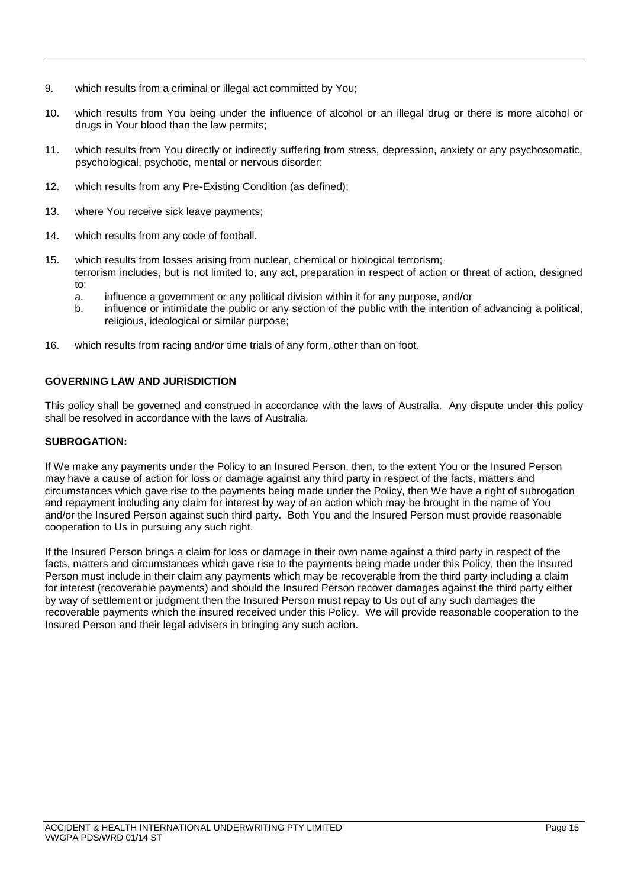9. which results from a criminal or illegal act committed by You;

10. which results from You being under the influence of alcohol or an illegal drug or there is more alcohol or drugs in Your blood than the law permits;

11. which results from You directly or indirectly suffering from stress, depression, anxiety or any psychosomatic, psychological, psychotic, mental or nervous disorder;

12. which results from any Pre-Existing Condition (as defined);

13. where You receive sick leave payments;

14. which results from any code of football.

15. which results from losses arising from nuclear, chemical or biological terrorism;
    terrorism includes, but is not limited to, any act, preparation in respect of action or threat of action, designed to:
    a. influence a government or any political division within it for any purpose, and/or
    b. influence or intimidate the public or any section of the public with the intention of advancing a political, religious, ideological or similar purpose;

16. which results from racing and/or time trials of any form, other than on foot.

**GOVERNING LAW AND JURISDICTION**

This policy shall be governed and construed in accordance with the laws of Australia. Any dispute under this policy shall be resolved in accordance with the laws of Australia.

**SUBROGATION:**

If We make any payments under the Policy to an Insured Person, then, to the extent You or the Insured Person may have a cause of action for loss or damage against any third party in respect of the facts, matters and circumstances which gave rise to the payments being made under the Policy, then We have a right of subrogation and repayment including any claim for interest by way of an action which may be brought in the name of You and/or the Insured Person against such third party. Both You and the Insured Person must provide reasonable cooperation to Us in pursuing any such right.

If the Insured Person brings a claim for loss or damage in their own name against a third party in respect of the facts, matters and circumstances which gave rise to the payments being made under this Policy, then the Insured Person must include in their claim any payments which may be recoverable from the third party including a claim for interest (recoverable payments) and should the Insured Person recover damages against the third party either by way of settlement or judgment then the Insured Person must repay to Us out of any such damages the recoverable payments which the insured received under this Policy. We will provide reasonable cooperation to the Insured Person and their legal advisers in bringing any such action.